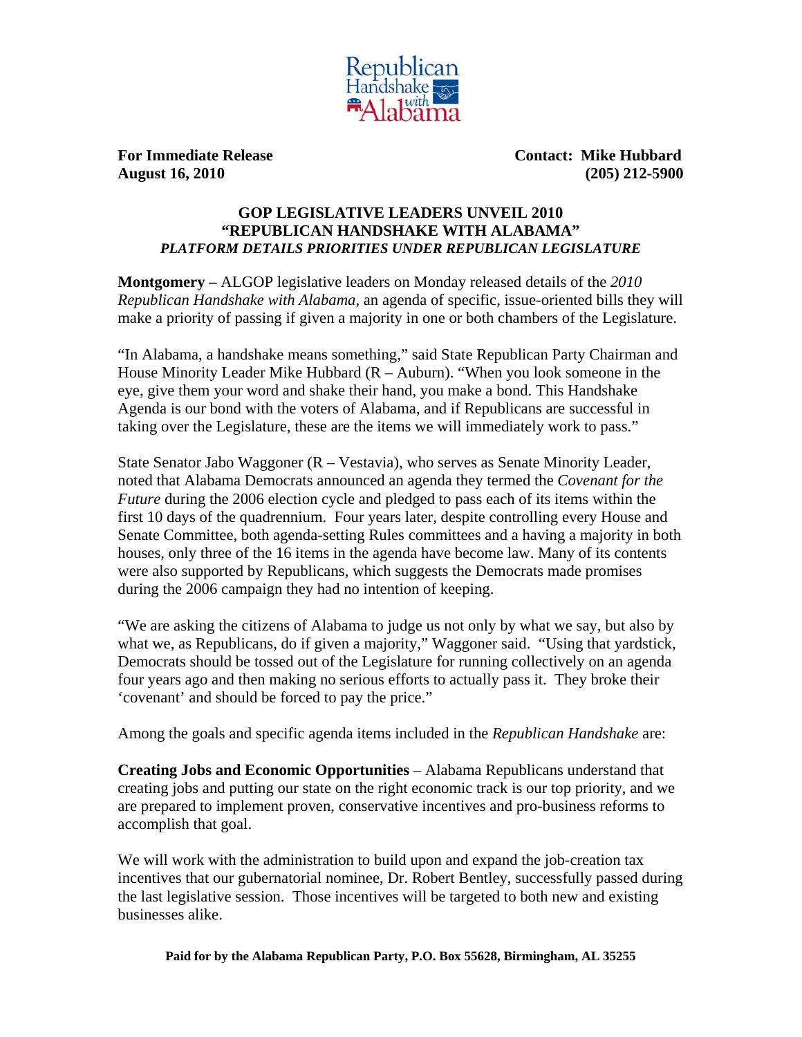Republican Handshake with Alabama

**For Immediate Release**
**August 16, 2010**

**Contact: Mike Hubbard**
**(205) 212-5900**

## GOP LEGISLATIVE LEADERS UNVEIL 2010 "REPUBLICAN HANDSHAKE WITH ALABAMA"
### *PLATFORM DETAILS PRIORITIES UNDER REPUBLICAN LEGISLATURE*

**Montgomery –** ALGOP legislative leaders on Monday released details of the *2010 Republican Handshake with Alabama*, an agenda of specific, issue-oriented bills they will make a priority of passing if given a majority in one or both chambers of the Legislature.

"In Alabama, a handshake means something," said State Republican Party Chairman and House Minority Leader Mike Hubbard (R – Auburn). "When you look someone in the eye, give them your word and shake their hand, you make a bond. This Handshake Agenda is our bond with the voters of Alabama, and if Republicans are successful in taking over the Legislature, these are the items we will immediately work to pass."

State Senator Jabo Waggoner (R – Vestavia), who serves as Senate Minority Leader, noted that Alabama Democrats announced an agenda they termed the *Covenant for the Future* during the 2006 election cycle and pledged to pass each of its items within the first 10 days of the quadrennium. Four years later, despite controlling every House and Senate Committee, both agenda-setting Rules committees and a having a majority in both houses, only three of the 16 items in the agenda have become law. Many of its contents were also supported by Republicans, which suggests the Democrats made promises during the 2006 campaign they had no intention of keeping.

"We are asking the citizens of Alabama to judge us not only by what we say, but also by what we, as Republicans, do if given a majority," Waggoner said. "Using that yardstick, Democrats should be tossed out of the Legislature for running collectively on an agenda four years ago and then making no serious efforts to actually pass it. They broke their 'covenant' and should be forced to pay the price."

Among the goals and specific agenda items included in the *Republican Handshake* are:

**Creating Jobs and Economic Opportunities** – Alabama Republicans understand that creating jobs and putting our state on the right economic track is our top priority, and we are prepared to implement proven, conservative incentives and pro-business reforms to accomplish that goal.

We will work with the administration to build upon and expand the job-creation tax incentives that our gubernatorial nominee, Dr. Robert Bentley, successfully passed during the last legislative session. Those incentives will be targeted to both new and existing businesses alike.

**Paid for by the Alabama Republican Party, P.O. Box 55628, Birmingham, AL 35255**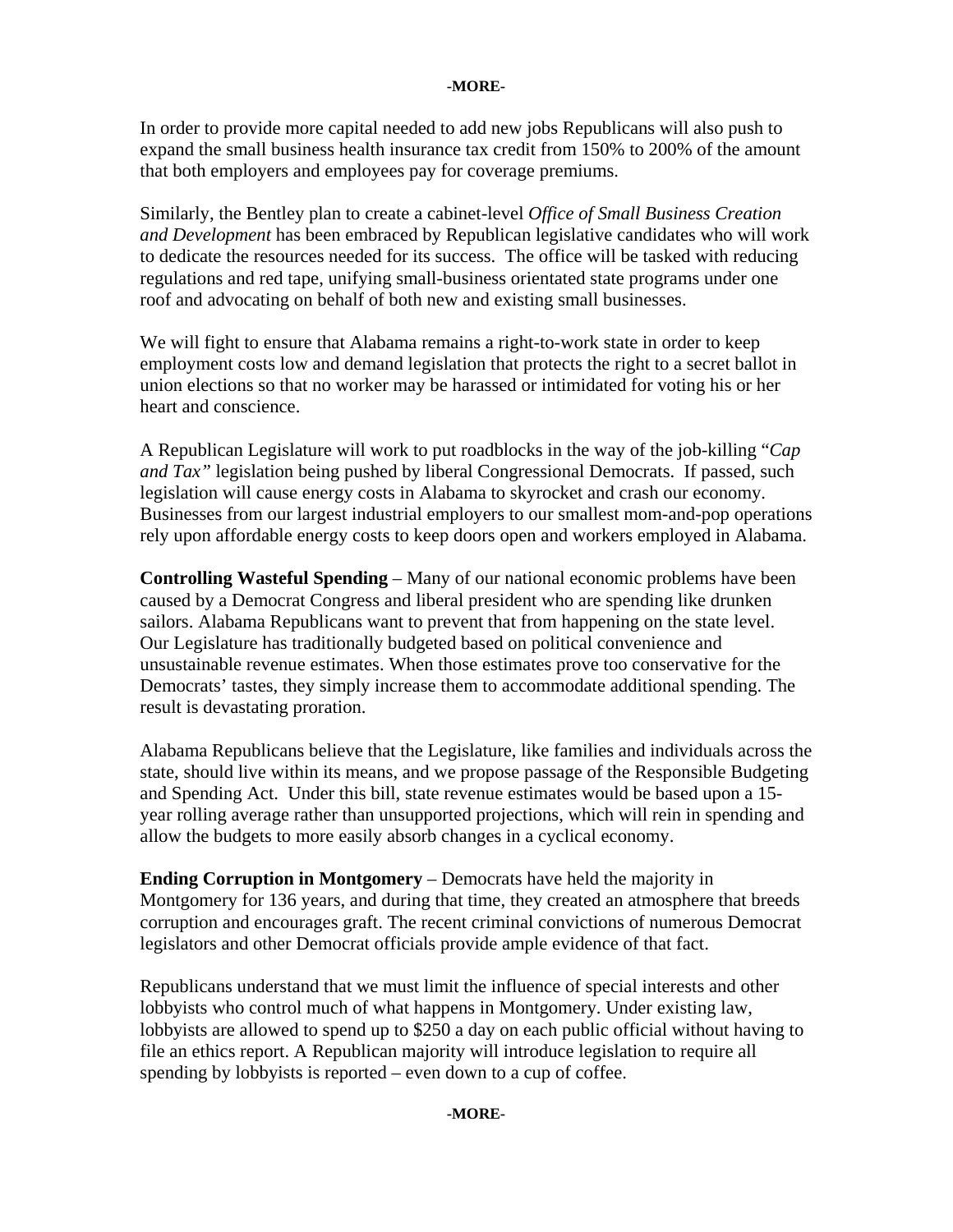-MORE-

In order to provide more capital needed to add new jobs Republicans will also push to expand the small business health insurance tax credit from 150% to 200% of the amount that both employers and employees pay for coverage premiums.

Similarly, the Bentley plan to create a cabinet-level *Office of Small Business Creation and Development* has been embraced by Republican legislative candidates who will work to dedicate the resources needed for its success. The office will be tasked with reducing regulations and red tape, unifying small-business orientated state programs under one roof and advocating on behalf of both new and existing small businesses.

We will fight to ensure that Alabama remains a right-to-work state in order to keep employment costs low and demand legislation that protects the right to a secret ballot in union elections so that no worker may be harassed or intimidated for voting his or her heart and conscience.

A Republican Legislature will work to put roadblocks in the way of the job-killing "*Cap and Tax"* legislation being pushed by liberal Congressional Democrats. If passed, such legislation will cause energy costs in Alabama to skyrocket and crash our economy. Businesses from our largest industrial employers to our smallest mom-and-pop operations rely upon affordable energy costs to keep doors open and workers employed in Alabama.

**Controlling Wasteful Spending** – Many of our national economic problems have been caused by a Democrat Congress and liberal president who are spending like drunken sailors. Alabama Republicans want to prevent that from happening on the state level. Our Legislature has traditionally budgeted based on political convenience and unsustainable revenue estimates. When those estimates prove too conservative for the Democrats' tastes, they simply increase them to accommodate additional spending. The result is devastating proration.

Alabama Republicans believe that the Legislature, like families and individuals across the state, should live within its means, and we propose passage of the Responsible Budgeting and Spending Act. Under this bill, state revenue estimates would be based upon a 15-year rolling average rather than unsupported projections, which will rein in spending and allow the budgets to more easily absorb changes in a cyclical economy.

**Ending Corruption in Montgomery** – Democrats have held the majority in Montgomery for 136 years, and during that time, they created an atmosphere that breeds corruption and encourages graft. The recent criminal convictions of numerous Democrat legislators and other Democrat officials provide ample evidence of that fact.

Republicans understand that we must limit the influence of special interests and other lobbyists who control much of what happens in Montgomery. Under existing law, lobbyists are allowed to spend up to $250 a day on each public official without having to file an ethics report. A Republican majority will introduce legislation to require all spending by lobbyists is reported – even down to a cup of coffee.

-MORE-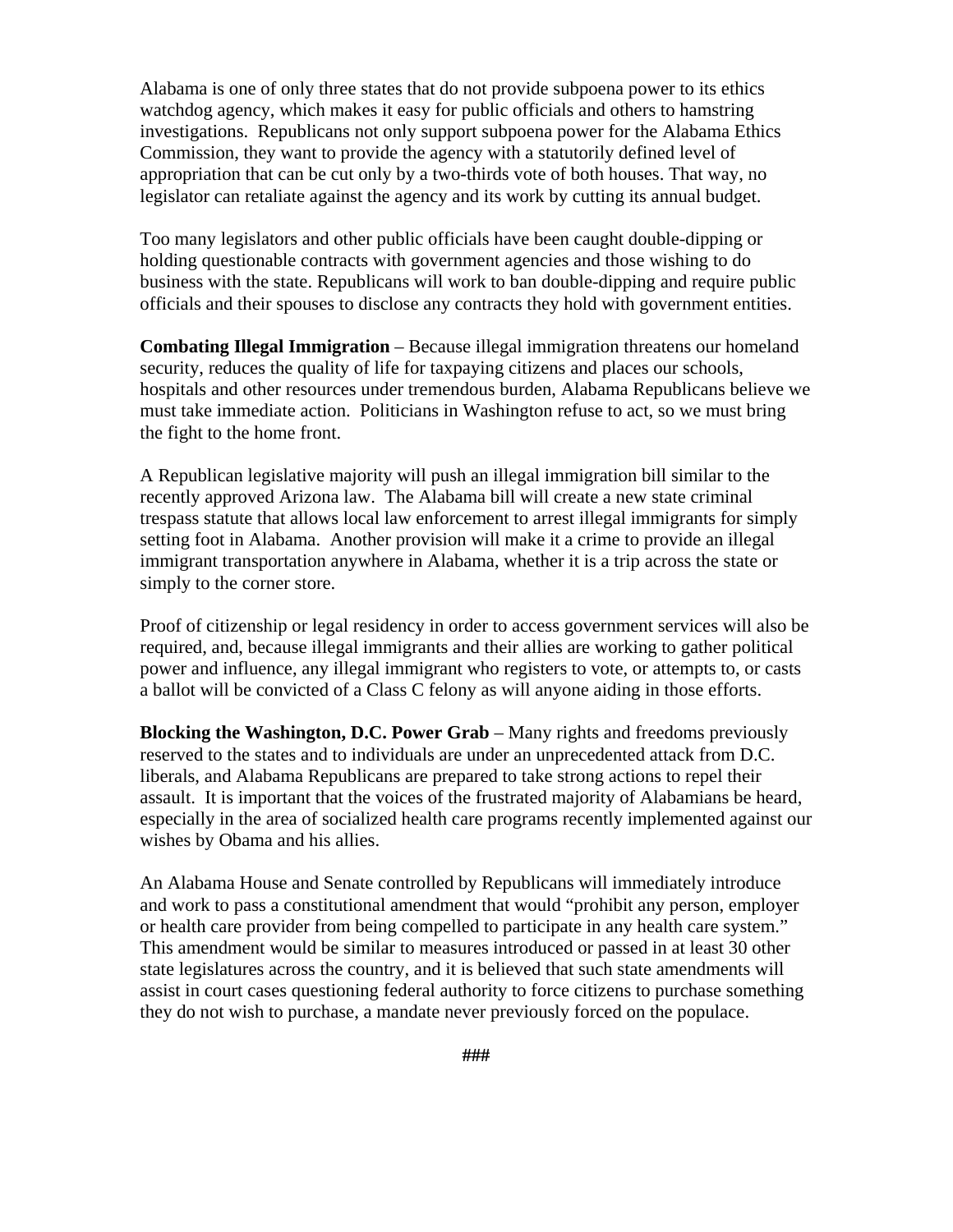Alabama is one of only three states that do not provide subpoena power to its ethics watchdog agency, which makes it easy for public officials and others to hamstring investigations. Republicans not only support subpoena power for the Alabama Ethics Commission, they want to provide the agency with a statutorily defined level of appropriation that can be cut only by a two-thirds vote of both houses. That way, no legislator can retaliate against the agency and its work by cutting its annual budget.

Too many legislators and other public officials have been caught double-dipping or holding questionable contracts with government agencies and those wishing to do business with the state. Republicans will work to ban double-dipping and require public officials and their spouses to disclose any contracts they hold with government entities.

**Combating Illegal Immigration** – Because illegal immigration threatens our homeland security, reduces the quality of life for taxpaying citizens and places our schools, hospitals and other resources under tremendous burden, Alabama Republicans believe we must take immediate action. Politicians in Washington refuse to act, so we must bring the fight to the home front.

A Republican legislative majority will push an illegal immigration bill similar to the recently approved Arizona law. The Alabama bill will create a new state criminal trespass statute that allows local law enforcement to arrest illegal immigrants for simply setting foot in Alabama. Another provision will make it a crime to provide an illegal immigrant transportation anywhere in Alabama, whether it is a trip across the state or simply to the corner store.

Proof of citizenship or legal residency in order to access government services will also be required, and, because illegal immigrants and their allies are working to gather political power and influence, any illegal immigrant who registers to vote, or attempts to, or casts a ballot will be convicted of a Class C felony as will anyone aiding in those efforts.

**Blocking the Washington, D.C. Power Grab** – Many rights and freedoms previously reserved to the states and to individuals are under an unprecedented attack from D.C. liberals, and Alabama Republicans are prepared to take strong actions to repel their assault. It is important that the voices of the frustrated majority of Alabamians be heard, especially in the area of socialized health care programs recently implemented against our wishes by Obama and his allies.

An Alabama House and Senate controlled by Republicans will immediately introduce and work to pass a constitutional amendment that would "prohibit any person, employer or health care provider from being compelled to participate in any health care system." This amendment would be similar to measures introduced or passed in at least 30 other state legislatures across the country, and it is believed that such state amendments will assist in court cases questioning federal authority to force citizens to purchase something they do not wish to purchase, a mandate never previously forced on the populace.

###